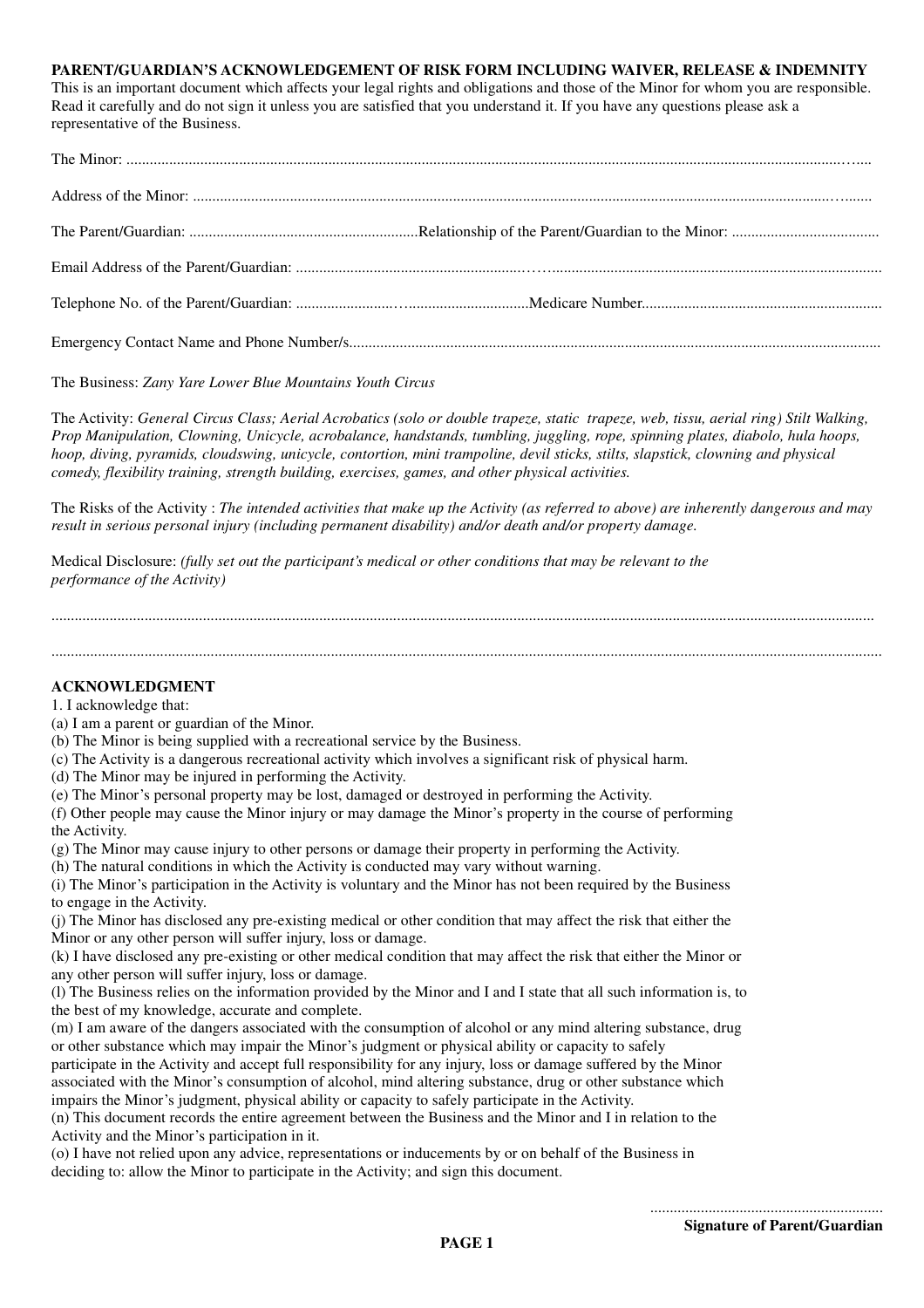**PARENT/GUARDIAN'S ACKNOWLEDGEMENT OF RISK FORM INCLUDING WAIVER, RELEASE & INDEMNITY**

This is an important document which affects your legal rights and obligations and those of the Minor for whom you are responsible. Read it carefully and do not sign it unless you are satisfied that you understand it. If you have any questions please ask a representative of the Business.

The Minor: ..................................................................................................................................................................................

Address of the Minor: ..................................................................................................................................................................

The Parent/Guardian: ..........................................................Relationship of the Parent/Guardian to the Minor: ......................................

Email Address of the Parent/Guardian: ..................................................................................................................................................

Telephone No. of the Parent/Guardian: ..........................................................Medicare Number.............................................................

Emergency Contact Name and Phone Number/s.......................................................................................................................................

The Business: *Zany Yare Lower Blue Mountains Youth Circus*

The Activity: *General Circus Class; Aerial Acrobatics (solo or double trapeze, static trapeze, web, tissu, aerial ring) Stilt Walking, Prop Manipulation, Clowning, Unicycle, acrobalance, handstands, tumbling, juggling, rope, spinning plates, diabolo, hula hoops, hoop, diving, pyramids, cloudswing, unicycle, contortion, mini trampoline, devil sticks, stilts, slapstick, clowning and physical comedy, flexibility training, strength building, exercises, games, and other physical activities.*

The Risks of the Activity : *The intended activities that make up the Activity (as referred to above) are inherently dangerous and may result in serious personal injury (including permanent disability) and/or death and/or property damage.*

Medical Disclosure: *(fully set out the participant's medical or other conditions that may be relevant to the performance of the Activity)*

..................................................................................................................................................................................................

..................................................................................................................................................................................................

**ACKNOWLEDGMENT**

1. I acknowledge that:

(a) I am a parent or guardian of the Minor.

(b) The Minor is being supplied with a recreational service by the Business.

(c) The Activity is a dangerous recreational activity which involves a significant risk of physical harm.

(d) The Minor may be injured in performing the Activity.

(e) The Minor's personal property may be lost, damaged or destroyed in performing the Activity.

(f) Other people may cause the Minor injury or may damage the Minor's property in the course of performing the Activity.

(g) The Minor may cause injury to other persons or damage their property in performing the Activity.

(h) The natural conditions in which the Activity is conducted may vary without warning.

(i) The Minor's participation in the Activity is voluntary and the Minor has not been required by the Business to engage in the Activity.

(j) The Minor has disclosed any pre-existing medical or other condition that may affect the risk that either the Minor or any other person will suffer injury, loss or damage.

(k) I have disclosed any pre-existing or other medical condition that may affect the risk that either the Minor or any other person will suffer injury, loss or damage.

(l) The Business relies on the information provided by the Minor and I and I state that all such information is, to the best of my knowledge, accurate and complete.

(m) I am aware of the dangers associated with the consumption of alcohol or any mind altering substance, drug or other substance which may impair the Minor's judgment or physical ability or capacity to safely participate in the Activity and accept full responsibility for any injury, loss or damage suffered by the Minor associated with the Minor's consumption of alcohol, mind altering substance, drug or other substance which impairs the Minor's judgment, physical ability or capacity to safely participate in the Activity.

(n) This document records the entire agreement between the Business and the Minor and I in relation to the Activity and the Minor's participation in it.

(o) I have not relied upon any advice, representations or inducements by or on behalf of the Business in deciding to: allow the Minor to participate in the Activity; and sign this document.

............................................................

**Signature of Parent/Guardian**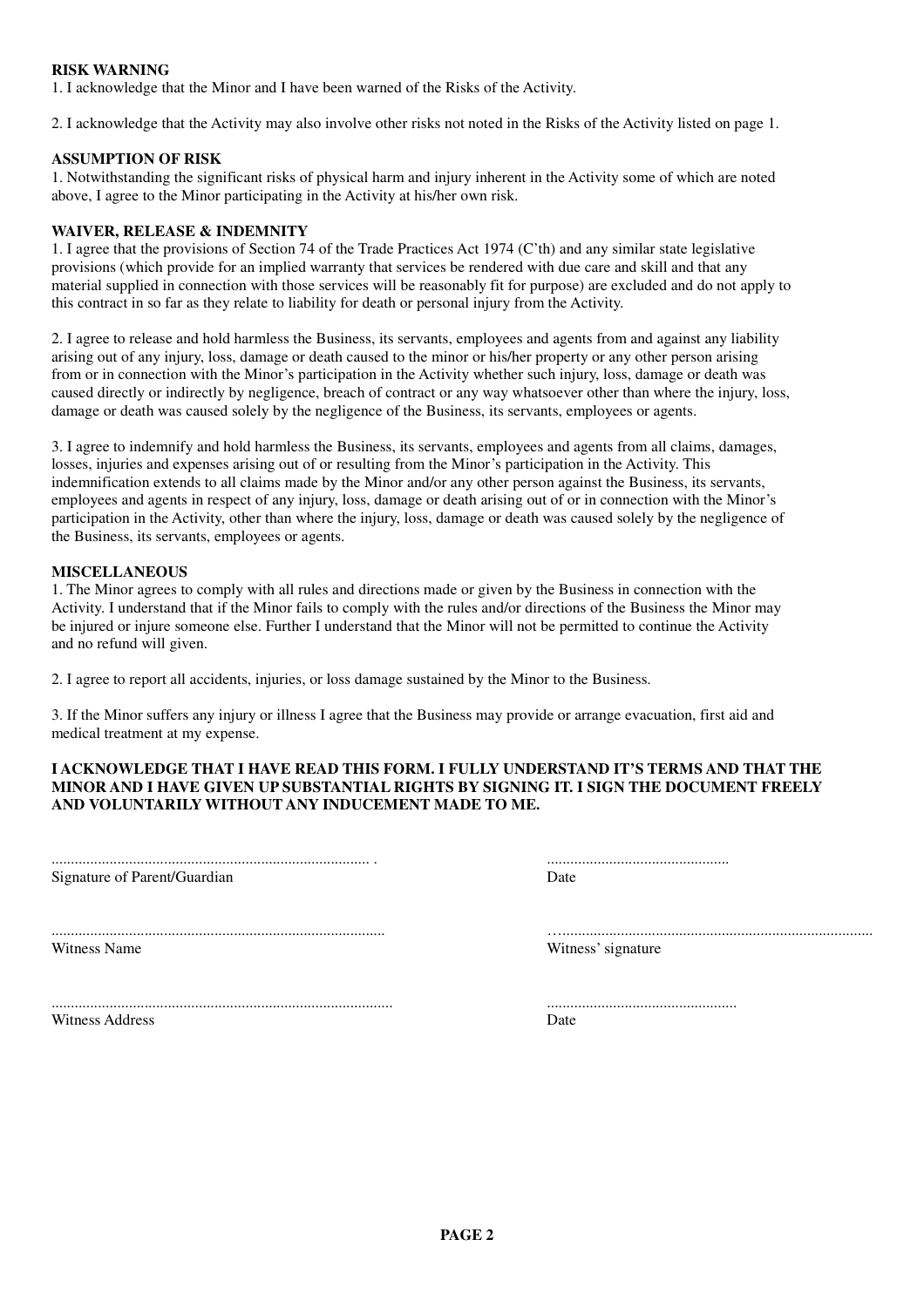**RISK WARNING**

1. I acknowledge that the Minor and I have been warned of the Risks of the Activity.

2. I acknowledge that the Activity may also involve other risks not noted in the Risks of the Activity listed on page 1.

**ASSUMPTION OF RISK**

1. Notwithstanding the significant risks of physical harm and injury inherent in the Activity some of which are noted above, I agree to the Minor participating in the Activity at his/her own risk.

**WAIVER, RELEASE & INDEMNITY**

1. I agree that the provisions of Section 74 of the Trade Practices Act 1974 (C'th) and any similar state legislative provisions (which provide for an implied warranty that services be rendered with due care and skill and that any material supplied in connection with those services will be reasonably fit for purpose) are excluded and do not apply to this contract in so far as they relate to liability for death or personal injury from the Activity.

2. I agree to release and hold harmless the Business, its servants, employees and agents from and against any liability arising out of any injury, loss, damage or death caused to the minor or his/her property or any other person arising from or in connection with the Minor's participation in the Activity whether such injury, loss, damage or death was caused directly or indirectly by negligence, breach of contract or any way whatsoever other than where the injury, loss, damage or death was caused solely by the negligence of the Business, its servants, employees or agents.

3. I agree to indemnify and hold harmless the Business, its servants, employees and agents from all claims, damages, losses, injuries and expenses arising out of or resulting from the Minor's participation in the Activity. This indemnification extends to all claims made by the Minor and/or any other person against the Business, its servants, employees and agents in respect of any injury, loss, damage or death arising out of or in connection with the Minor's participation in the Activity, other than where the injury, loss, damage or death was caused solely by the negligence of the Business, its servants, employees or agents.

**MISCELLANEOUS**

1. The Minor agrees to comply with all rules and directions made or given by the Business in connection with the Activity. I understand that if the Minor fails to comply with the rules and/or directions of the Business the Minor may be injured or injure someone else. Further I understand that the Minor will not be permitted to continue the Activity and no refund will given.

2. I agree to report all accidents, injuries, or loss damage sustained by the Minor to the Business.

3. If the Minor suffers any injury or illness I agree that the Business may provide or arrange evacuation, first aid and medical treatment at my expense.

**I ACKNOWLEDGE THAT I HAVE READ THIS FORM. I FULLY UNDERSTAND IT'S TERMS AND THAT THE MINOR AND I HAVE GIVEN UP SUBSTANTIAL RIGHTS BY SIGNING IT. I SIGN THE DOCUMENT FREELY AND VOLUNTARILY WITHOUT ANY INDUCEMENT MADE TO ME.**

.................................................................................. .
Signature of Parent/Guardian

...............................................
Date

.....................................................................................
Witness Name

….................................................................................
Witness' signature

.......................................................................................
Witness Address

.................................................
Date